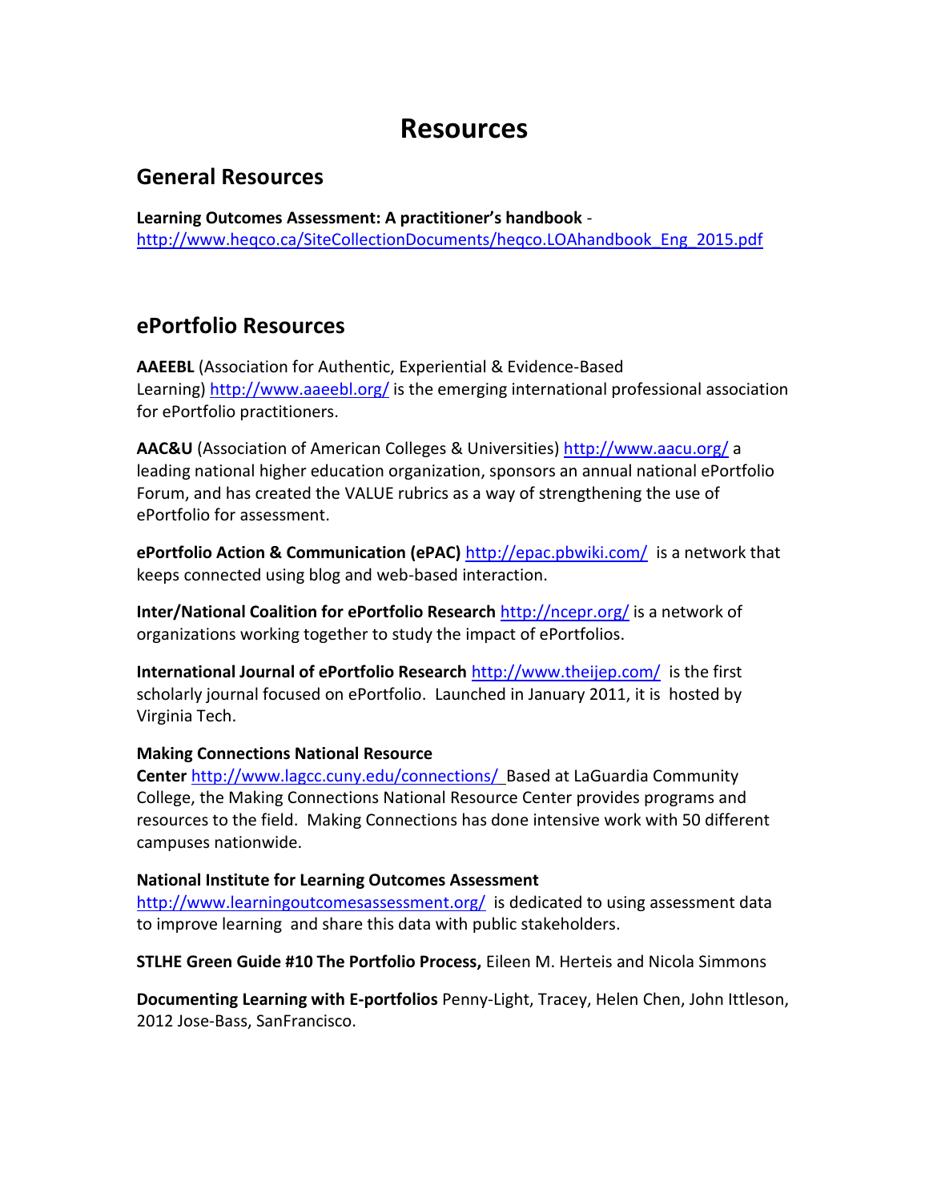# Resources

## General Resources

**Learning Outcomes Assessment: A practitioner's handbook** - http://www.heqco.ca/SiteCollectionDocuments/heqco.LOAhandbook_Eng_2015.pdf

## ePortfolio Resources

**AAEEBL** (Association for Authentic, Experiential & Evidence-Based Learning) http://www.aaeebl.org/ is the emerging international professional association for ePortfolio practitioners.

**AAC&U** (Association of American Colleges & Universities) http://www.aacu.org/ a leading national higher education organization, sponsors an annual national ePortfolio Forum, and has created the VALUE rubrics as a way of strengthening the use of ePortfolio for assessment.

**ePortfolio Action & Communication (ePAC)** http://epac.pbwiki.com/ is a network that keeps connected using blog and web-based interaction.

**Inter/National Coalition for ePortfolio Research** http://ncepr.org/ is a network of organizations working together to study the impact of ePortfolios.

**International Journal of ePortfolio Research** http://www.theijep.com/ is the first scholarly journal focused on ePortfolio. Launched in January 2011, it is hosted by Virginia Tech.

**Making Connections National Resource Center** http://www.lagcc.cuny.edu/connections/ Based at LaGuardia Community College, the Making Connections National Resource Center provides programs and resources to the field. Making Connections has done intensive work with 50 different campuses nationwide.

**National Institute for Learning Outcomes Assessment** http://www.learningoutcomesassessment.org/ is dedicated to using assessment data to improve learning and share this data with public stakeholders.

**STLHE Green Guide #10 The Portfolio Process,** Eileen M. Herteis and Nicola Simmons

**Documenting Learning with E-portfolios** Penny-Light, Tracey, Helen Chen, John Ittleson, 2012 Jose-Bass, SanFrancisco.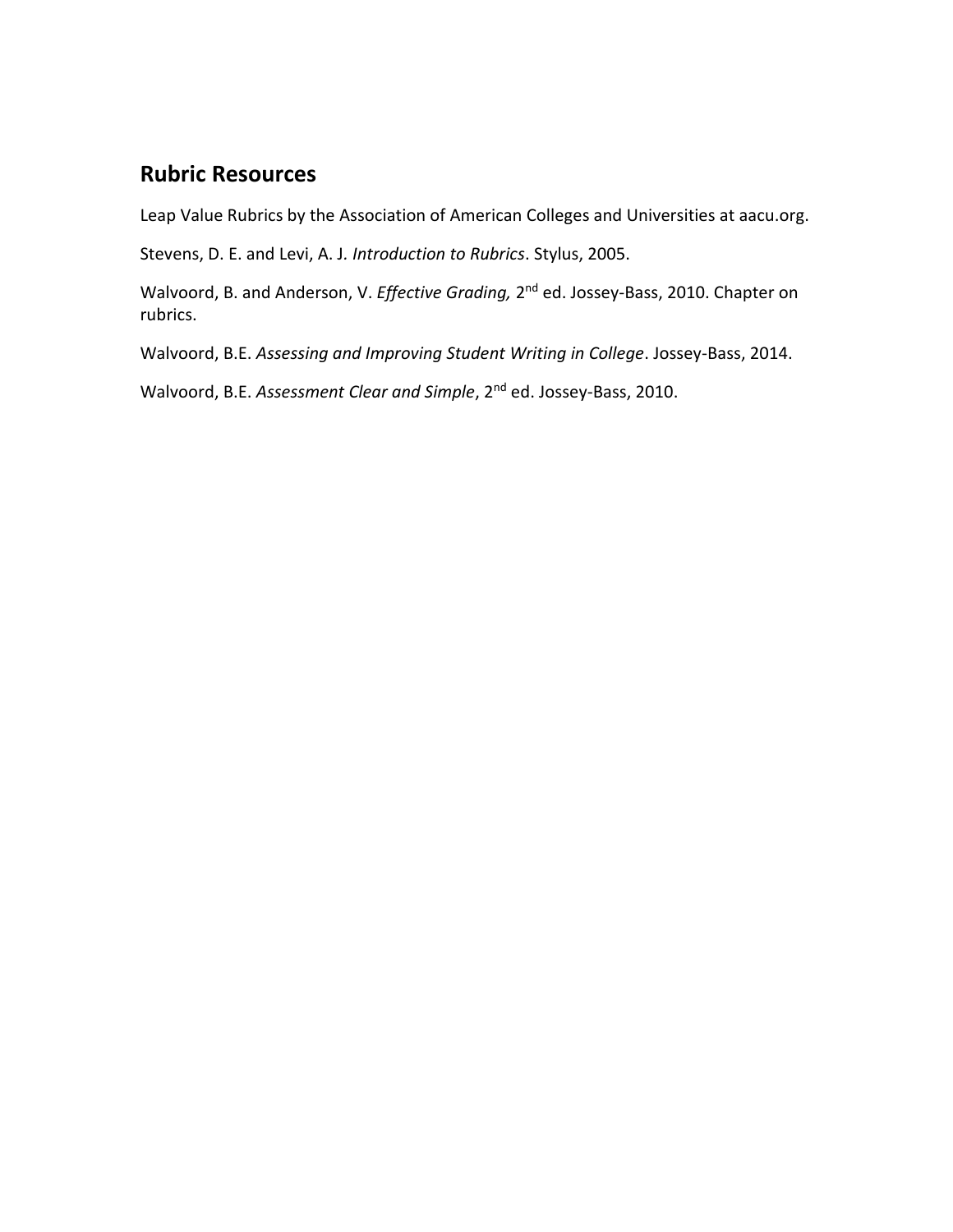## Rubric Resources

Leap Value Rubrics by the Association of American Colleges and Universities at aacu.org.

Stevens, D. E. and Levi, A. J. *Introduction to Rubrics*. Stylus, 2005.

Walvoord, B. and Anderson, V. *Effective Grading,* 2nd ed. Jossey-Bass, 2010. Chapter on rubrics.

Walvoord, B.E. *Assessing and Improving Student Writing in College*. Jossey-Bass, 2014.

Walvoord, B.E. *Assessment Clear and Simple*, 2nd ed. Jossey-Bass, 2010.